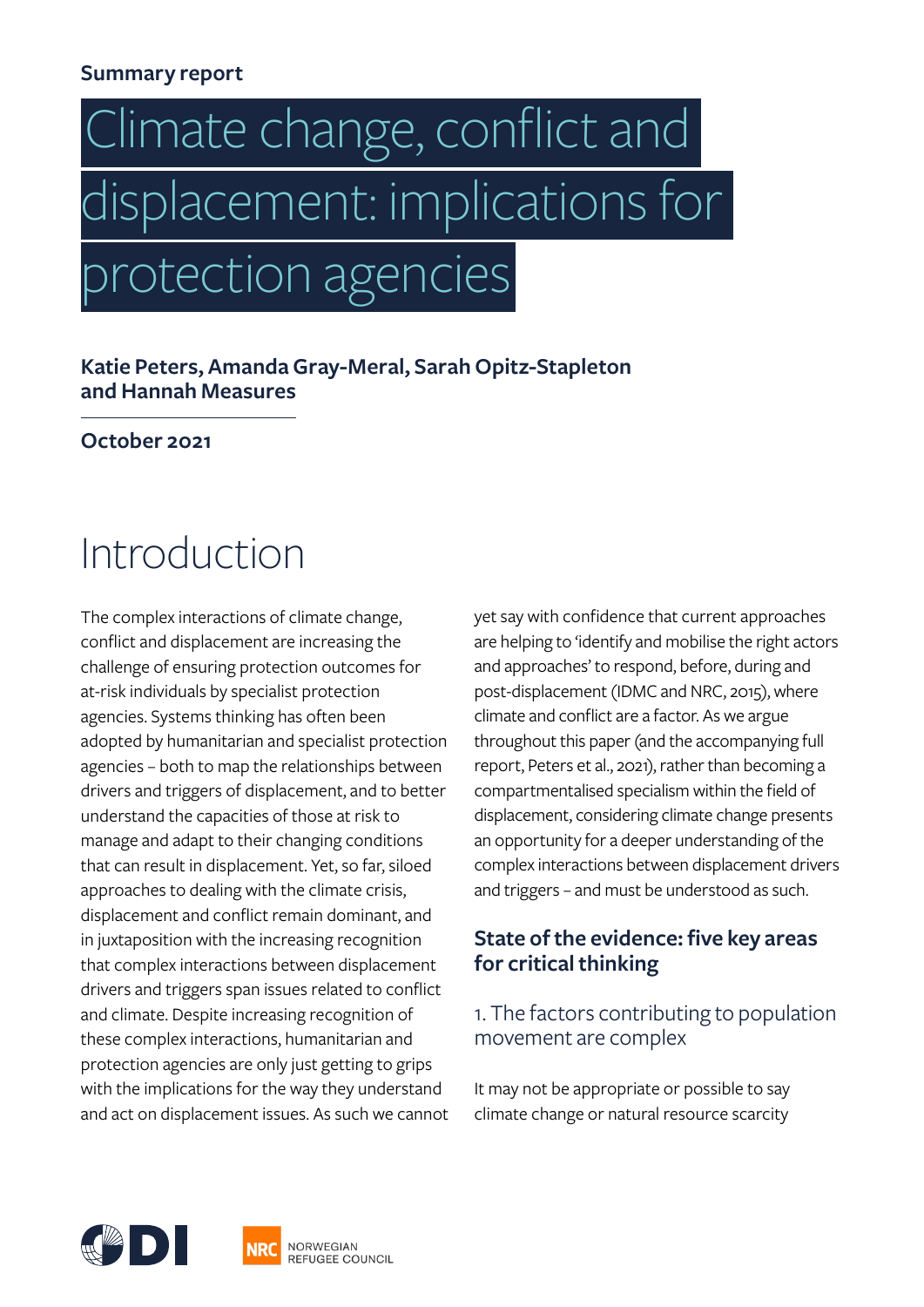**Summary report**

# Climate change, conflict and displacement: implications for protection agencies

**Katie Peters, Amanda Gray-Meral, Sarah Opitz-Stapleton and Hannah Measures**

**October 2021**

## Introduction

The complex interactions of climate change, conflict and displacement are increasing the challenge of ensuring protection outcomes for at-risk individuals by specialist protection agencies. Systems thinking has often been adopted by humanitarian and specialist protection agencies – both to map the relationships between drivers and triggers of displacement, and to better understand the capacities of those at risk to manage and adapt to their changing conditions that can result in displacement. Yet, so far, siloed approaches to dealing with the climate crisis, displacement and conflict remain dominant, and in juxtaposition with the increasing recognition that complex interactions between displacement drivers and triggers span issues related to conflict and climate. Despite increasing recognition of these complex interactions, humanitarian and protection agencies are only just getting to grips with the implications for the way they understand and act on displacement issues. As such we cannot yet say with confidence that current approaches are helping to 'identify and mobilise the right actors and approaches' to respond, before, during and post-displacement (IDMC and NRC, 2015), where climate and conflict are a factor. As we argue throughout this paper (and the accompanying full report, Peters et al., 2021), rather than becoming a compartmentalised specialism within the field of displacement, considering climate change presents an opportunity for a deeper understanding of the complex interactions between displacement drivers and triggers – and must be understood as such.

### State of the evidence: five key areas for critical thinking

#### 1. The factors contributing to population movement are complex

It may not be appropriate or possible to say climate change or natural resource scarcity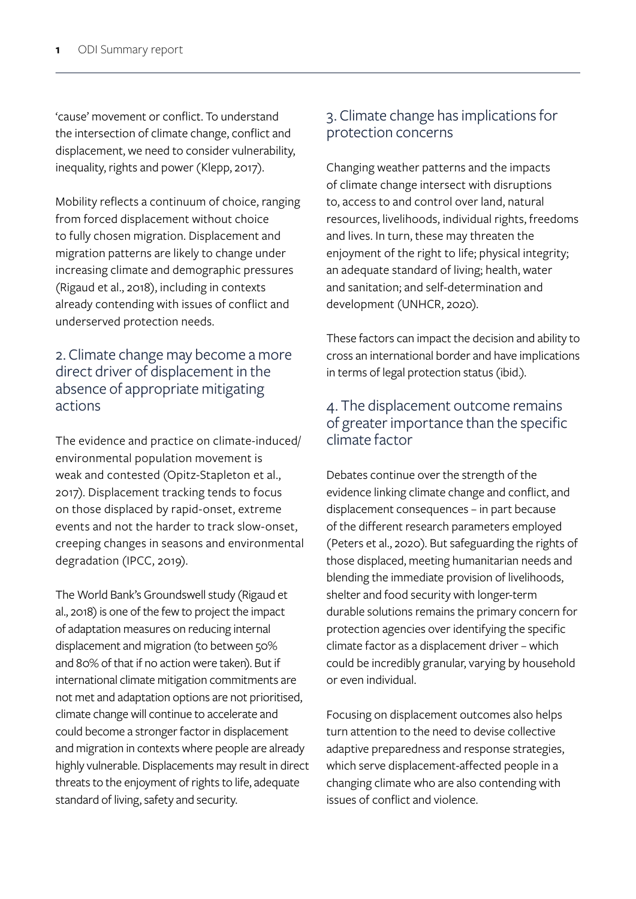'cause' movement or conflict. To understand the intersection of climate change, conflict and displacement, we need to consider vulnerability, inequality, rights and power (Klepp, 2017).

Mobility reflects a continuum of choice, ranging from forced displacement without choice to fully chosen migration. Displacement and migration patterns are likely to change under increasing climate and demographic pressures (Rigaud et al., 2018), including in contexts already contending with issues of conflict and underserved protection needs.

## 2. Climate change may become a more direct driver of displacement in the absence of appropriate mitigating actions

The evidence and practice on climate-induced/environmental population movement is weak and contested (Opitz-Stapleton et al., 2017). Displacement tracking tends to focus on those displaced by rapid-onset, extreme events and not the harder to track slow-onset, creeping changes in seasons and environmental degradation (IPCC, 2019).

The World Bank's Groundswell study (Rigaud et al., 2018) is one of the few to project the impact of adaptation measures on reducing internal displacement and migration (to between 50% and 80% of that if no action were taken). But if international climate mitigation commitments are not met and adaptation options are not prioritised, climate change will continue to accelerate and could become a stronger factor in displacement and migration in contexts where people are already highly vulnerable. Displacements may result in direct threats to the enjoyment of rights to life, adequate standard of living, safety and security.

## 3. Climate change has implications for protection concerns

Changing weather patterns and the impacts of climate change intersect with disruptions to, access to and control over land, natural resources, livelihoods, individual rights, freedoms and lives. In turn, these may threaten the enjoyment of the right to life; physical integrity; an adequate standard of living; health, water and sanitation; and self-determination and development (UNHCR, 2020).

These factors can impact the decision and ability to cross an international border and have implications in terms of legal protection status (ibid.).

## 4. The displacement outcome remains of greater importance than the specific climate factor

Debates continue over the strength of the evidence linking climate change and conflict, and displacement consequences – in part because of the different research parameters employed (Peters et al., 2020). But safeguarding the rights of those displaced, meeting humanitarian needs and blending the immediate provision of livelihoods, shelter and food security with longer-term durable solutions remains the primary concern for protection agencies over identifying the specific climate factor as a displacement driver – which could be incredibly granular, varying by household or even individual.

Focusing on displacement outcomes also helps turn attention to the need to devise collective adaptive preparedness and response strategies, which serve displacement-affected people in a changing climate who are also contending with issues of conflict and violence.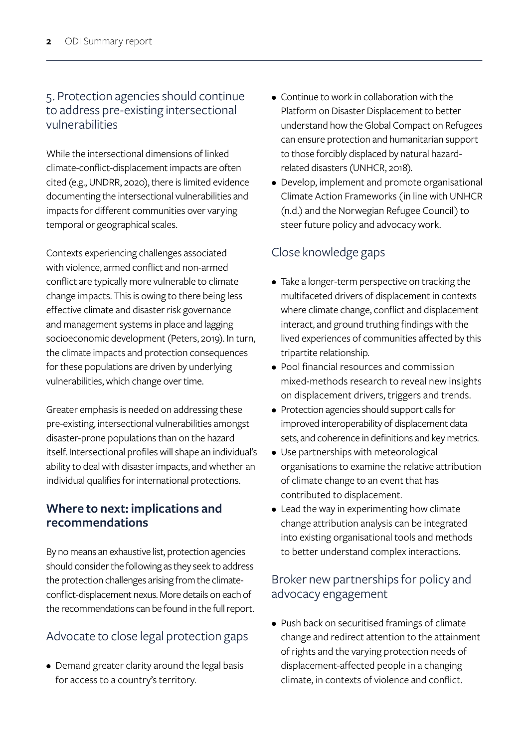### 5. Protection agencies should continue to address pre-existing intersectional vulnerabilities

While the intersectional dimensions of linked climate-conflict-displacement impacts are often cited (e.g., UNDRR, 2020), there is limited evidence documenting the intersectional vulnerabilities and impacts for different communities over varying temporal or geographical scales.

Contexts experiencing challenges associated with violence, armed conflict and non-armed conflict are typically more vulnerable to climate change impacts. This is owing to there being less effective climate and disaster risk governance and management systems in place and lagging socioeconomic development (Peters, 2019). In turn, the climate impacts and protection consequences for these populations are driven by underlying vulnerabilities, which change over time.

Greater emphasis is needed on addressing these pre-existing, intersectional vulnerabilities amongst disaster-prone populations than on the hazard itself. Intersectional profiles will shape an individual's ability to deal with disaster impacts, and whether an individual qualifies for international protections.

## Where to next: implications and recommendations

By no means an exhaustive list, protection agencies should consider the following as they seek to address the protection challenges arising from the climate-conflict-displacement nexus. More details on each of the recommendations can be found in the full report.

### Advocate to close legal protection gaps

- Demand greater clarity around the legal basis for access to a country's territory.
- Continue to work in collaboration with the Platform on Disaster Displacement to better understand how the Global Compact on Refugees can ensure protection and humanitarian support to those forcibly displaced by natural hazard-related disasters (UNHCR, 2018).
- Develop, implement and promote organisational Climate Action Frameworks (in line with UNHCR (n.d.) and the Norwegian Refugee Council) to steer future policy and advocacy work.

### Close knowledge gaps

- Take a longer-term perspective on tracking the multifaceted drivers of displacement in contexts where climate change, conflict and displacement interact, and ground truthing findings with the lived experiences of communities affected by this tripartite relationship.
- Pool financial resources and commission mixed-methods research to reveal new insights on displacement drivers, triggers and trends.
- Protection agencies should support calls for improved interoperability of displacement data sets, and coherence in definitions and key metrics.
- Use partnerships with meteorological organisations to examine the relative attribution of climate change to an event that has contributed to displacement.
- Lead the way in experimenting how climate change attribution analysis can be integrated into existing organisational tools and methods to better understand complex interactions.

### Broker new partnerships for policy and advocacy engagement

- Push back on securitised framings of climate change and redirect attention to the attainment of rights and the varying protection needs of displacement-affected people in a changing climate, in contexts of violence and conflict.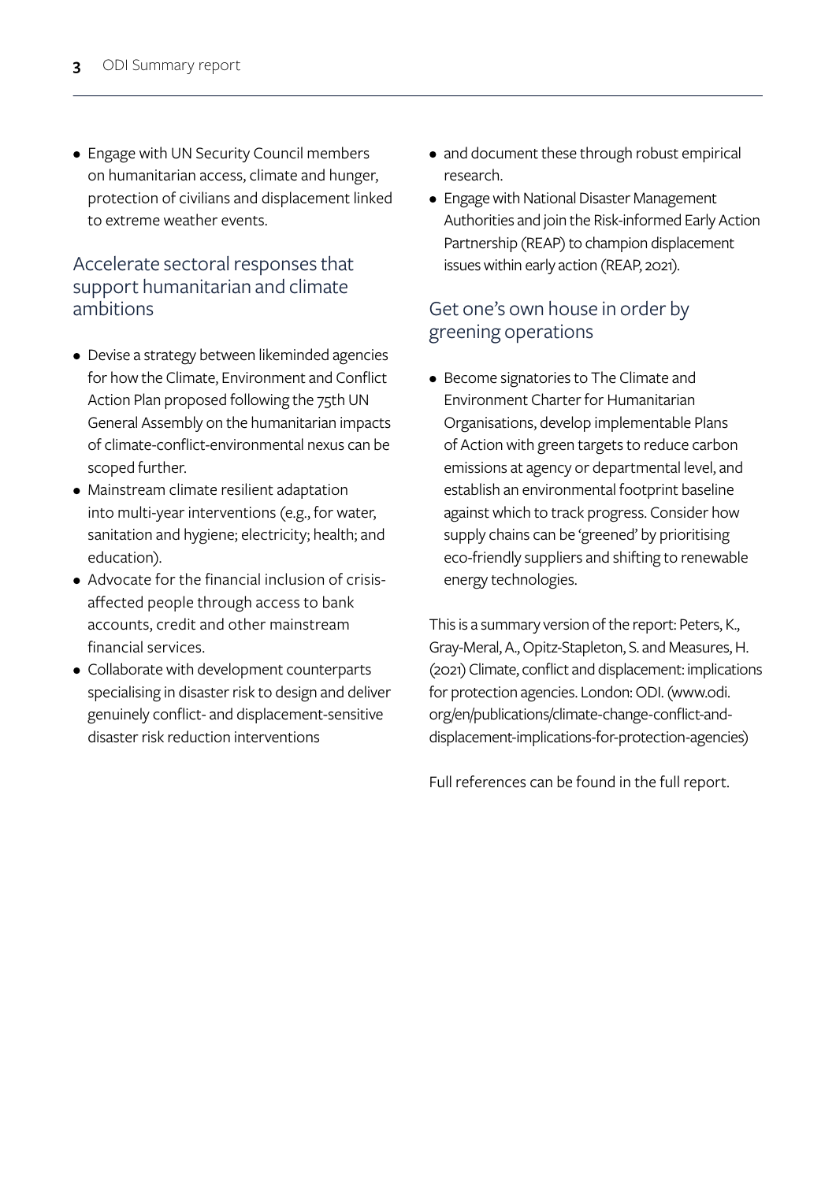- Engage with UN Security Council members on humanitarian access, climate and hunger, protection of civilians and displacement linked to extreme weather events.

## Accelerate sectoral responses that support humanitarian and climate ambitions

- Devise a strategy between likeminded agencies for how the Climate, Environment and Conflict Action Plan proposed following the 75th UN General Assembly on the humanitarian impacts of climate-conflict-environmental nexus can be scoped further.
- Mainstream climate resilient adaptation into multi-year interventions (e.g., for water, sanitation and hygiene; electricity; health; and education).
- Advocate for the financial inclusion of crisis-affected people through access to bank accounts, credit and other mainstream financial services.
- Collaborate with development counterparts specialising in disaster risk to design and deliver genuinely conflict- and displacement-sensitive disaster risk reduction interventions
- and document these through robust empirical research.
- Engage with National Disaster Management Authorities and join the Risk-informed Early Action Partnership (REAP) to champion displacement issues within early action (REAP, 2021).

## Get one's own house in order by greening operations

- Become signatories to The Climate and Environment Charter for Humanitarian Organisations, develop implementable Plans of Action with green targets to reduce carbon emissions at agency or departmental level, and establish an environmental footprint baseline against which to track progress. Consider how supply chains can be 'greened' by prioritising eco-friendly suppliers and shifting to renewable energy technologies.

This is a summary version of the report: Peters, K., Gray-Meral, A., Opitz-Stapleton, S. and Measures, H. (2021) Climate, conflict and displacement: implications for protection agencies. London: ODI. (www.odi.org/en/publications/climate-change-conflict-and-displacement-implications-for-protection-agencies)

Full references can be found in the full report.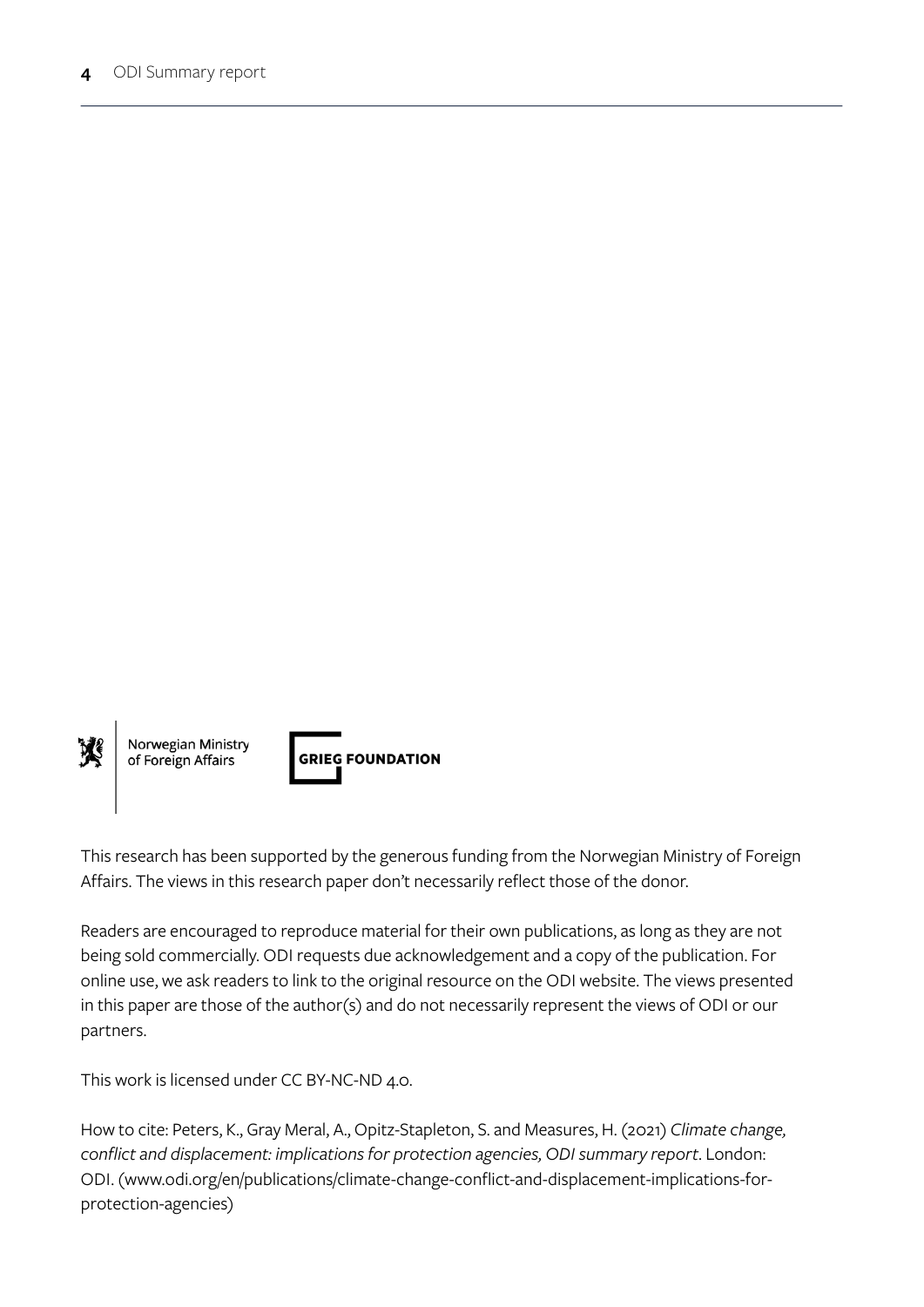Norwegian Ministry of Foreign Affairs

GRIEG FOUNDATION

This research has been supported by the generous funding from the Norwegian Ministry of Foreign Affairs. The views in this research paper don't necessarily reflect those of the donor.

Readers are encouraged to reproduce material for their own publications, as long as they are not being sold commercially. ODI requests due acknowledgement and a copy of the publication. For online use, we ask readers to link to the original resource on the ODI website. The views presented in this paper are those of the author(s) and do not necessarily represent the views of ODI or our partners.

This work is licensed under CC BY-NC-ND 4.0.

How to cite: Peters, K., Gray Meral, A., Opitz-Stapleton, S. and Measures, H. (2021) *Climate change, conflict and displacement: implications for protection agencies, ODI summary report*. London: ODI. (www.odi.org/en/publications/climate-change-conflict-and-displacement-implications-for-protection-agencies)